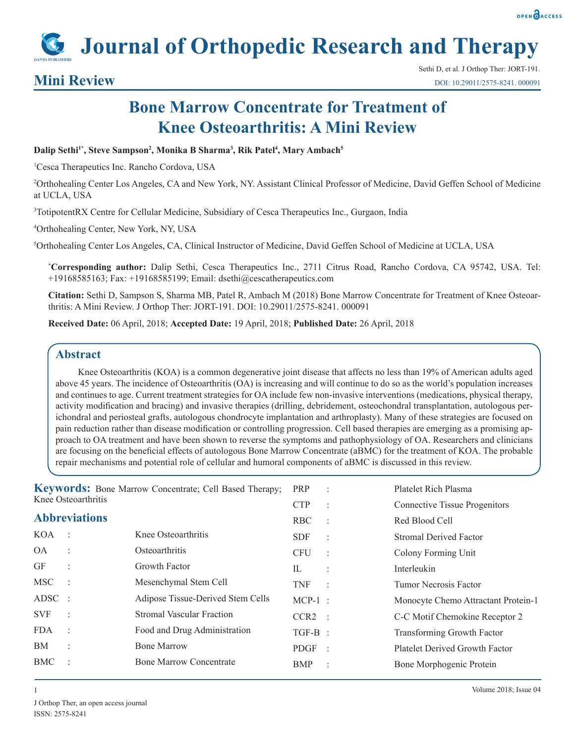# Journal of Orthopedic Research and Therapy

## Mini Review

# Bone Marrow Concentrate for Treatment of Knee Osteoarthritis: A Mini Review

**Dalip Sethi[1*], Steve Sampson[2], Monika B Sharma[3], Rik Patel[4], Mary Ambach[5]**

[1]Cesca Therapeutics Inc. Rancho Cordova, USA

[2]Orthohealing Center Los Angeles, CA and New York, NY. Assistant Clinical Professor of Medicine, David Geffen School of Medicine at UCLA, USA

[3]TotipotentRX Centre for Cellular Medicine, Subsidiary of Cesca Therapeutics Inc., Gurgaon, India

[4]Orthohealing Center, New York, NY, USA

[5]Orthohealing Center Los Angeles, CA, Clinical Instructor of Medicine, David Geffen School of Medicine at UCLA, USA

**\*Corresponding author:** Dalip Sethi, Cesca Therapeutics Inc., 2711 Citrus Road, Rancho Cordova, CA 95742, USA. Tel: +19168585163; Fax: +19168585199; Email: dsethi@cescatherapeutics.com

**Citation:** Sethi D, Sampson S, Sharma MB, Patel R, Ambach M (2018) Bone Marrow Concentrate for Treatment of Knee Osteoarthritis: A Mini Review. J Orthop Ther: JORT-191. DOI: 10.29011/2575-8241. 000091

**Received Date:** 06 April, 2018; **Accepted Date:** 19 April, 2018; **Published Date:** 26 April, 2018

## Abstract

Knee Osteoarthritis (KOA) is a common degenerative joint disease that affects no less than 19% of American adults aged above 45 years. The incidence of Osteoarthritis (OA) is increasing and will continue to do so as the world's population increases and continues to age. Current treatment strategies for OA include few non-invasive interventions (medications, physical therapy, activity modification and bracing) and invasive therapies (drilling, debridement, osteochondral transplantation, autologous perichondral and periosteal grafts, autologous chondrocyte implantation and arthroplasty). Many of these strategies are focused on pain reduction rather than disease modification or controlling progression. Cell based therapies are emerging as a promising approach to OA treatment and have been shown to reverse the symptoms and pathophysiology of OA. Researchers and clinicians are focusing on the beneficial effects of autologous Bone Marrow Concentrate (aBMC) for the treatment of KOA. The probable repair mechanisms and potential role of cellular and humoral components of aBMC is discussed in this review.

**Keywords:** Bone Marrow Concentrate; Cell Based Therapy; Knee Osteoarthritis

## Abbreviations

| | | |
|---|---|---|
| KOA | : | Knee Osteoarthritis |
| OA | : | Osteoarthritis |
| GF | : | Growth Factor |
| MSC | : | Mesenchymal Stem Cell |
| ADSC | : | Adipose Tissue-Derived Stem Cells |
| SVF | : | Stromal Vascular Fraction |
| FDA | : | Food and Drug Administration |
| BM | : | Bone Marrow |
| BMC | : | Bone Marrow Concentrate |
| PRP | : | Platelet Rich Plasma |
| CTP | : | Connective Tissue Progenitors |
| RBC | : | Red Blood Cell |
| SDF | : | Stromal Derived Factor |
| CFU | : | Colony Forming Unit |
| IL | : | Interleukin |
| TNF | : | Tumor Necrosis Factor |
| MCP-1 | : | Monocyte Chemo Attractant Protein-1 |
| CCR2 | : | C-C Motif Chemokine Receptor 2 |
| TGF-B | : | Transforming Growth Factor |
| PDGF | : | Platelet Derived Growth Factor |
| BMP | : | Bone Morphogenic Protein |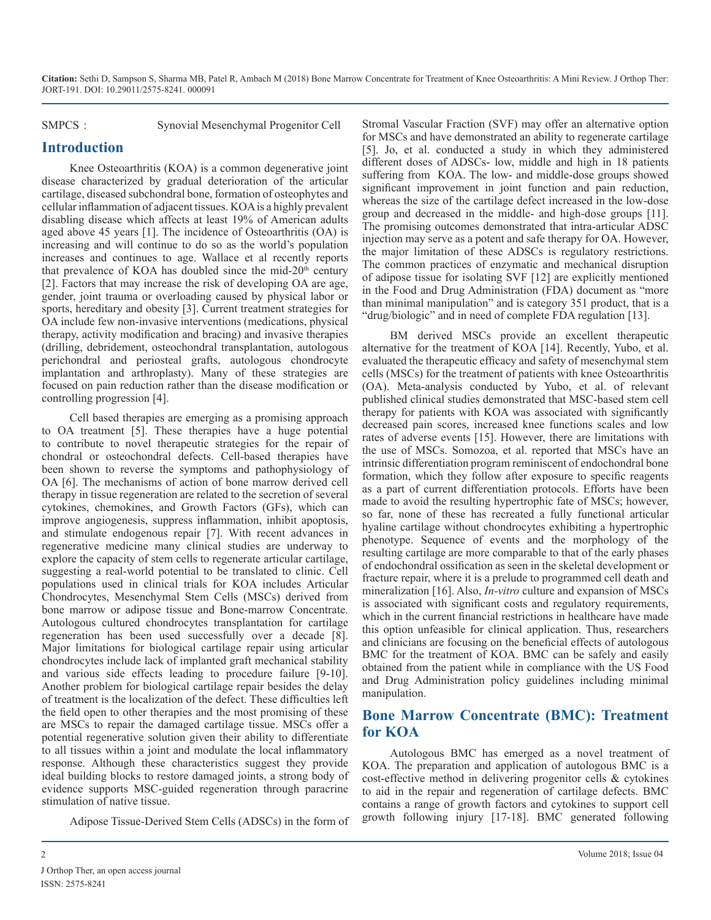SMPCS : Synovial Mesenchymal Progenitor Cell

## Introduction

Knee Osteoarthritis (KOA) is a common degenerative joint disease characterized by gradual deterioration of the articular cartilage, diseased subchondral bone, formation of osteophytes and cellular inflammation of adjacent tissues. KOA is a highly prevalent disabling disease which affects at least 19% of American adults aged above 45 years [1]. The incidence of Osteoarthritis (OA) is increasing and will continue to do so as the world's population increases and continues to age. Wallace et al recently reports that prevalence of KOA has doubled since the mid-20th century [2]. Factors that may increase the risk of developing OA are age, gender, joint trauma or overloading caused by physical labor or sports, hereditary and obesity [3]. Current treatment strategies for OA include few non-invasive interventions (medications, physical therapy, activity modification and bracing) and invasive therapies (drilling, debridement, osteochondral transplantation, autologous perichondral and periosteal grafts, autologous chondrocyte implantation and arthroplasty). Many of these strategies are focused on pain reduction rather than the disease modification or controlling progression [4].

Cell based therapies are emerging as a promising approach to OA treatment [5]. These therapies have a huge potential to contribute to novel therapeutic strategies for the repair of chondral or osteochondral defects. Cell-based therapies have been shown to reverse the symptoms and pathophysiology of OA [6]. The mechanisms of action of bone marrow derived cell therapy in tissue regeneration are related to the secretion of several cytokines, chemokines, and Growth Factors (GFs), which can improve angiogenesis, suppress inflammation, inhibit apoptosis, and stimulate endogenous repair [7]. With recent advances in regenerative medicine many clinical studies are underway to explore the capacity of stem cells to regenerate articular cartilage, suggesting a real-world potential to be translated to clinic. Cell populations used in clinical trials for KOA includes Articular Chondrocytes, Mesenchymal Stem Cells (MSCs) derived from bone marrow or adipose tissue and Bone-marrow Concentrate. Autologous cultured chondrocytes transplantation for cartilage regeneration has been used successfully over a decade [8]. Major limitations for biological cartilage repair using articular chondrocytes include lack of implanted graft mechanical stability and various side effects leading to procedure failure [9-10]. Another problem for biological cartilage repair besides the delay of treatment is the localization of the defect. These difficulties left the field open to other therapies and the most promising of these are MSCs to repair the damaged cartilage tissue. MSCs offer a potential regenerative solution given their ability to differentiate to all tissues within a joint and modulate the local inflammatory response. Although these characteristics suggest they provide ideal building blocks to restore damaged joints, a strong body of evidence supports MSC-guided regeneration through paracrine stimulation of native tissue.

Adipose Tissue-Derived Stem Cells (ADSCs) in the form of Stromal Vascular Fraction (SVF) may offer an alternative option for MSCs and have demonstrated an ability to regenerate cartilage [5]. Jo, et al. conducted a study in which they administered different doses of ADSCs- low, middle and high in 18 patients suffering from KOA. The low- and middle-dose groups showed significant improvement in joint function and pain reduction, whereas the size of the cartilage defect increased in the low-dose group and decreased in the middle- and high-dose groups [11]. The promising outcomes demonstrated that intra-articular ADSC injection may serve as a potent and safe therapy for OA. However, the major limitation of these ADSCs is regulatory restrictions. The common practices of enzymatic and mechanical disruption of adipose tissue for isolating SVF [12] are explicitly mentioned in the Food and Drug Administration (FDA) document as "more than minimal manipulation" and is category 351 product, that is a "drug/biologic" and in need of complete FDA regulation [13].

BM derived MSCs provide an excellent therapeutic alternative for the treatment of KOA [14]. Recently, Yubo, et al. evaluated the therapeutic efficacy and safety of mesenchymal stem cells (MSCs) for the treatment of patients with knee Osteoarthritis (OA). Meta-analysis conducted by Yubo, et al. of relevant published clinical studies demonstrated that MSC-based stem cell therapy for patients with KOA was associated with significantly decreased pain scores, increased knee functions scales and low rates of adverse events [15]. However, there are limitations with the use of MSCs. Somozoa, et al. reported that MSCs have an intrinsic differentiation program reminiscent of endochondral bone formation, which they follow after exposure to specific reagents as a part of current differentiation protocols. Efforts have been made to avoid the resulting hypertrophic fate of MSCs; however, so far, none of these has recreated a fully functional articular hyaline cartilage without chondrocytes exhibiting a hypertrophic phenotype. Sequence of events and the morphology of the resulting cartilage are more comparable to that of the early phases of endochondral ossification as seen in the skeletal development or fracture repair, where it is a prelude to programmed cell death and mineralization [16]. Also, *In-vitro* culture and expansion of MSCs is associated with significant costs and regulatory requirements, which in the current financial restrictions in healthcare have made this option unfeasible for clinical application. Thus, researchers and clinicians are focusing on the beneficial effects of autologous BMC for the treatment of KOA. BMC can be safely and easily obtained from the patient while in compliance with the US Food and Drug Administration policy guidelines including minimal manipulation.

## Bone Marrow Concentrate (BMC): Treatment for KOA

Autologous BMC has emerged as a novel treatment of KOA. The preparation and application of autologous BMC is a cost-effective method in delivering progenitor cells & cytokines to aid in the repair and regeneration of cartilage defects. BMC contains a range of growth factors and cytokines to support cell growth following injury [17-18]. BMC generated following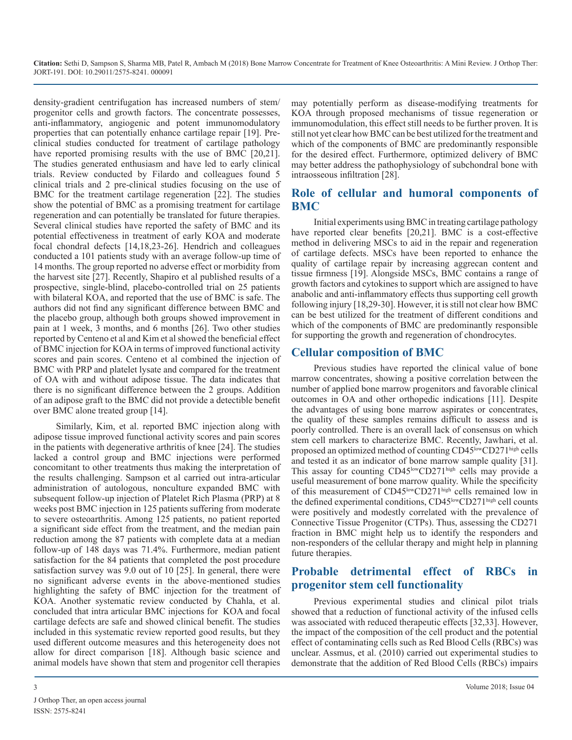density-gradient centrifugation has increased numbers of stem/progenitor cells and growth factors. The concentrate possesses, anti-inflammatory, angiogenic and potent immunomodulatory properties that can potentially enhance cartilage repair [19]. Pre-clinical studies conducted for treatment of cartilage pathology have reported promising results with the use of BMC [20,21]. The studies generated enthusiasm and have led to early clinical trials. Review conducted by Filardo and colleagues found 5 clinical trials and 2 pre-clinical studies focusing on the use of BMC for the treatment cartilage regeneration [22]. The studies show the potential of BMC as a promising treatment for cartilage regeneration and can potentially be translated for future therapies. Several clinical studies have reported the safety of BMC and its potential effectiveness in treatment of early KOA and moderate focal chondral defects [14,18,23-26]. Hendrich and colleagues conducted a 101 patients study with an average follow-up time of 14 months. The group reported no adverse effect or morbidity from the harvest site [27]. Recently, Shapiro et al published results of a prospective, single-blind, placebo-controlled trial on 25 patients with bilateral KOA, and reported that the use of BMC is safe. The authors did not find any significant difference between BMC and the placebo group, although both groups showed improvement in pain at 1 week, 3 months, and 6 months [26]. Two other studies reported by Centeno et al and Kim et al showed the beneficial effect of BMC injection for KOA in terms of improved functional activity scores and pain scores. Centeno et al combined the injection of BMC with PRP and platelet lysate and compared for the treatment of OA with and without adipose tissue. The data indicates that there is no significant difference between the 2 groups. Addition of an adipose graft to the BMC did not provide a detectible benefit over BMC alone treated group [14].

Similarly, Kim, et al. reported BMC injection along with adipose tissue improved functional activity scores and pain scores in the patients with degenerative arthritis of knee [24]. The studies lacked a control group and BMC injections were performed concomitant to other treatments thus making the interpretation of the results challenging. Sampson et al carried out intra-articular administration of autologous, nonculture expanded BMC with subsequent follow-up injection of Platelet Rich Plasma (PRP) at 8 weeks post BMC injection in 125 patients suffering from moderate to severe osteoarthritis. Among 125 patients, no patient reported a significant side effect from the treatment, and the median pain reduction among the 87 patients with complete data at a median follow-up of 148 days was 71.4%. Furthermore, median patient satisfaction for the 84 patients that completed the post procedure satisfaction survey was 9.0 out of 10 [25]. In general, there were no significant adverse events in the above-mentioned studies highlighting the safety of BMC injection for the treatment of KOA. Another systematic review conducted by Chahla, et al. concluded that intra articular BMC injections for KOA and focal cartilage defects are safe and showed clinical benefit. The studies included in this systematic review reported good results, but they used different outcome measures and this heterogeneity does not allow for direct comparison [18]. Although basic science and animal models have shown that stem and progenitor cell therapies may potentially perform as disease-modifying treatments for KOA through proposed mechanisms of tissue regeneration or immunomodulation, this effect still needs to be further proven. It is still not yet clear how BMC can be best utilized for the treatment and which of the components of BMC are predominantly responsible for the desired effect. Furthermore, optimized delivery of BMC may better address the pathophysiology of subchondral bone with intraosseous infiltration [28].

## Role of cellular and humoral components of BMC

Initial experiments using BMC in treating cartilage pathology have reported clear benefits [20,21]. BMC is a cost-effective method in delivering MSCs to aid in the repair and regeneration of cartilage defects. MSCs have been reported to enhance the quality of cartilage repair by increasing aggrecan content and tissue firmness [19]. Alongside MSCs, BMC contains a range of growth factors and cytokines to support which are assigned to have anabolic and anti-inflammatory effects thus supporting cell growth following injury [18,29-30]. However, it is still not clear how BMC can be best utilized for the treatment of different conditions and which of the components of BMC are predominantly responsible for supporting the growth and regeneration of chondrocytes.

## Cellular composition of BMC

Previous studies have reported the clinical value of bone marrow concentrates, showing a positive correlation between the number of applied bone marrow progenitors and favorable clinical outcomes in OA and other orthopedic indications [11]. Despite the advantages of using bone marrow aspirates or concentrates, the quality of these samples remains difficult to assess and is poorly controlled. There is an overall lack of consensus on which stem cell markers to characterize BMC. Recently, Jawhari, et al. proposed an optimized method of counting $CD45^{low}CD271^{high}$ cells and tested it as an indicator of bone marrow sample quality [31]. This assay for counting $CD45^{low}CD271^{high}$ cells may provide a useful measurement of bone marrow quality. While the specificity of this measurement of $CD45^{low}CD271^{high}$ cells remained low in the defined experimental conditions, $CD45^{low}CD271^{high}$ cell counts were positively and modestly correlated with the prevalence of Connective Tissue Progenitor (CTPs). Thus, assessing the CD271 fraction in BMC might help us to identify the responders and non-responders of the cellular therapy and might help in planning future therapies.

## Probable detrimental effect of RBCs in progenitor stem cell functionality

Previous experimental studies and clinical pilot trials showed that a reduction of functional activity of the infused cells was associated with reduced therapeutic effects [32,33]. However, the impact of the composition of the cell product and the potential effect of contaminating cells such as Red Blood Cells (RBCs) was unclear. Assmus, et al. (2010) carried out experimental studies to demonstrate that the addition of Red Blood Cells (RBCs) impairs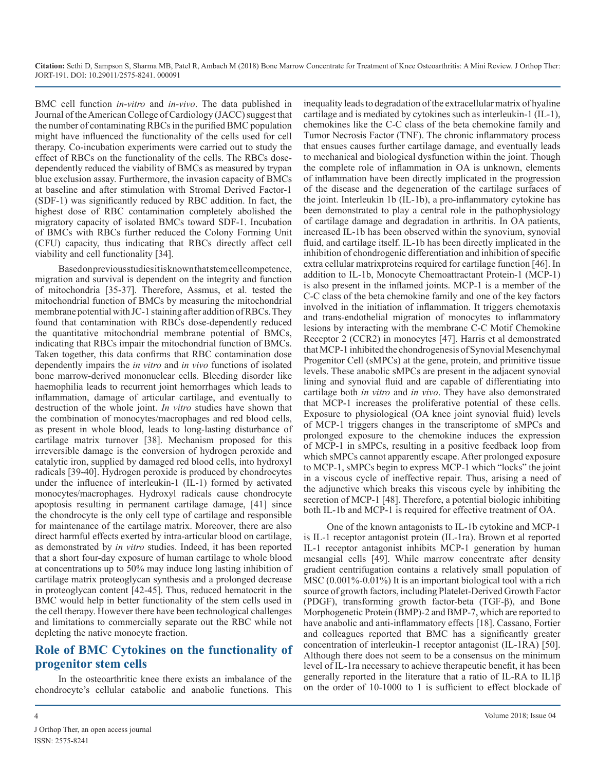BMC cell function *in-vitro* and *in-vivo*. The data published in Journal of the American College of Cardiology (JACC) suggest that the number of contaminating RBCs in the purified BMC population might have influenced the functionality of the cells used for cell therapy. Co-incubation experiments were carried out to study the effect of RBCs on the functionality of the cells. The RBCs dose-dependently reduced the viability of BMCs as measured by trypan blue exclusion assay. Furthermore, the invasion capacity of BMCs at baseline and after stimulation with Stromal Derived Factor-1 (SDF-1) was significantly reduced by RBC addition. In fact, the highest dose of RBC contamination completely abolished the migratory capacity of isolated BMCs toward SDF-1. Incubation of BMCs with RBCs further reduced the Colony Forming Unit (CFU) capacity, thus indicating that RBCs directly affect cell viability and cell functionality [34].

Based on previous studies it is known that stem cell competence, migration and survival is dependent on the integrity and function of mitochondria [35-37]. Therefore, Assmus, et al. tested the mitochondrial function of BMCs by measuring the mitochondrial membrane potential with JC-1 staining after addition of RBCs. They found that contamination with RBCs dose-dependently reduced the quantitative mitochondrial membrane potential of BMCs, indicating that RBCs impair the mitochondrial function of BMCs. Taken together, this data confirms that RBC contamination dose dependently impairs the *in vitro* and *in vivo* functions of isolated bone marrow-derived mononuclear cells. Bleeding disorder like haemophilia leads to recurrent joint hemorrhages which leads to inflammation, damage of articular cartilage, and eventually to destruction of the whole joint. *In vitro* studies have shown that the combination of monocytes/macrophages and red blood cells, as present in whole blood, leads to long-lasting disturbance of cartilage matrix turnover [38]. Mechanism proposed for this irreversible damage is the conversion of hydrogen peroxide and catalytic iron, supplied by damaged red blood cells, into hydroxyl radicals [39-40]. Hydrogen peroxide is produced by chondrocytes under the influence of interleukin-1 (IL-1) formed by activated monocytes/macrophages. Hydroxyl radicals cause chondrocyte apoptosis resulting in permanent cartilage damage, [41] since the chondrocyte is the only cell type of cartilage and responsible for maintenance of the cartilage matrix. Moreover, there are also direct harmful effects exerted by intra-articular blood on cartilage, as demonstrated by *in vitro* studies. Indeed, it has been reported that a short four-day exposure of human cartilage to whole blood at concentrations up to 50% may induce long lasting inhibition of cartilage matrix proteoglycan synthesis and a prolonged decrease in proteoglycan content [42-45]. Thus, reduced hematocrit in the BMC would help in better functionality of the stem cells used in the cell therapy. However there have been technological challenges and limitations to commercially separate out the RBC while not depleting the native monocyte fraction.

## Role of BMC Cytokines on the functionality of progenitor stem cells

In the osteoarthritic knee there exists an imbalance of the chondrocyte's cellular catabolic and anabolic functions. This inequality leads to degradation of the extracellular matrix of hyaline cartilage and is mediated by cytokines such as interleukin-1 (IL-1), chemokines like the C-C class of the beta chemokine family and Tumor Necrosis Factor (TNF). The chronic inflammatory process that ensues causes further cartilage damage, and eventually leads to mechanical and biological dysfunction within the joint. Though the complete role of inflammation in OA is unknown, elements of inflammation have been directly implicated in the progression of the disease and the degeneration of the cartilage surfaces of the joint. Interleukin 1b (IL-1b), a pro-inflammatory cytokine has been demonstrated to play a central role in the pathophysiology of cartilage damage and degradation in arthritis. In OA patients, increased IL-1b has been observed within the synovium, synovial fluid, and cartilage itself. IL-1b has been directly implicated in the inhibition of chondrogenic differentiation and inhibition of specific extra cellular matrixproteins required for cartilage function [46]. In addition to IL-1b, Monocyte Chemoattractant Protein-1 (MCP-1) is also present in the inflamed joints. MCP-1 is a member of the C-C class of the beta chemokine family and one of the key factors involved in the initiation of inflammation. It triggers chemotaxis and trans-endothelial migration of monocytes to inflammatory lesions by interacting with the membrane C-C Motif Chemokine Receptor 2 (CCR2) in monocytes [47]. Harris et al demonstrated that MCP-1 inhibited the chondrogenesis of Synovial Mesenchymal Progenitor Cell (sMPCs) at the gene, protein, and primitive tissue levels. These anabolic sMPCs are present in the adjacent synovial lining and synovial fluid and are capable of differentiating into cartilage both *in vitro* and *in vivo*. They have also demonstrated that MCP-1 increases the proliferative potential of these cells. Exposure to physiological (OA knee joint synovial fluid) levels of MCP-1 triggers changes in the transcriptome of sMPCs and prolonged exposure to the chemokine induces the expression of MCP-1 in sMPCs, resulting in a positive feedback loop from which sMPCs cannot apparently escape. After prolonged exposure to MCP-1, sMPCs begin to express MCP-1 which "locks" the joint in a viscous cycle of ineffective repair. Thus, arising a need of the adjunctive which breaks this viscous cycle by inhibiting the secretion of MCP-1 [48]. Therefore, a potential biologic inhibiting both IL-1b and MCP-1 is required for effective treatment of OA.

One of the known antagonists to IL-1b cytokine and MCP-1 is IL-1 receptor antagonist protein (IL-1ra). Brown et al reported IL-1 receptor antagonist inhibits MCP-1 generation by human mesangial cells [49]. While marrow concentrate after density gradient centrifugation contains a relatively small population of MSC (0.001%-0.01%) It is an important biological tool with a rich source of growth factors, including Platelet-Derived Growth Factor (PDGF), transforming growth factor-beta (TGF-β), and Bone Morphogenetic Protein (BMP)-2 and BMP-7, which are reported to have anabolic and anti-inflammatory effects [18]. Cassano, Fortier and colleagues reported that BMC has a significantly greater concentration of interleukin-1 receptor antagonist (IL-1RA) [50]. Although there does not seem to be a consensus on the minimum level of IL-1ra necessary to achieve therapeutic benefit, it has been generally reported in the literature that a ratio of IL-RA to IL1β on the order of 10-1000 to 1 is sufficient to effect blockade of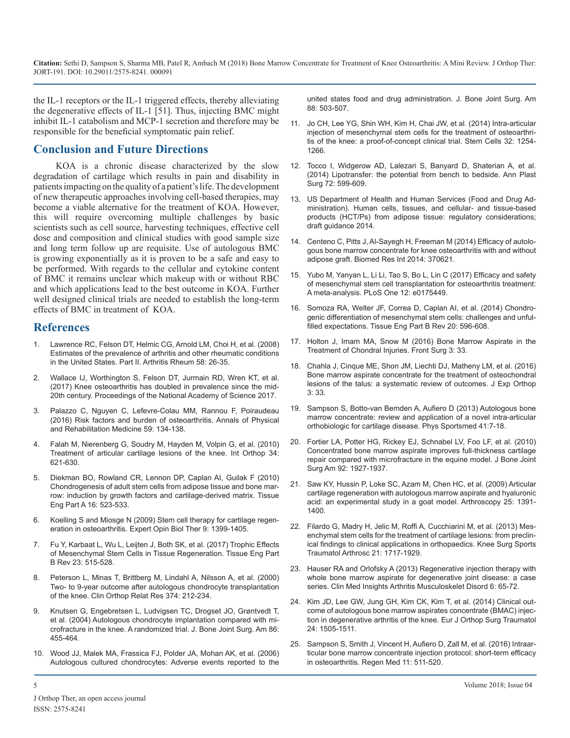the IL-1 receptors or the IL-1 triggered effects, thereby alleviating the degenerative effects of IL-1 [51]. Thus, injecting BMC might inhibit IL-1 catabolism and MCP-1 secretion and therefore may be responsible for the beneficial symptomatic pain relief.

## Conclusion and Future Directions

KOA is a chronic disease characterized by the slow degradation of cartilage which results in pain and disability in patients impacting on the quality of a patient's life. The development of new therapeutic approaches involving cell-based therapies, may become a viable alternative for the treatment of KOA. However, this will require overcoming multiple challenges by basic scientists such as cell source, harvesting techniques, effective cell dose and composition and clinical studies with good sample size and long term follow up are requisite. Use of autologous BMC is growing exponentially as it is proven to be a safe and easy to be performed. With regards to the cellular and cytokine content of BMC it remains unclear which makeup with or without RBC and which applications lead to the best outcome in KOA. Further well designed clinical trials are needed to establish the long-term effects of BMC in treatment of KOA.

## References

1. Lawrence RC, Felson DT, Helmic CG, Arnold LM, Choi H, et al. (2008) Estimates of the prevalence of arthritis and other rheumatic conditions in the United States. Part II. Arthritis Rheum 58: 26-35.
2. Wallace IJ, Worthington S, Felson DT, Jurmain RD, Wren KT, et al. (2017) Knee osteoarthritis has doubled in prevalence since the mid-20th century. Proceedings of the National Academy of Science 2017.
3. Palazzo C, Nguyen C, Lefevre-Colau MM, Rannou F, Poiraudeau (2016) Risk factors and burden of osteoarthritis. Annals of Physical and Rehabilitation Medicine 59: 134-138.
4. Falah M, Nierenberg G, Soudry M, Hayden M, Volpin G, et al. (2010) Treatment of articular cartilage lesions of the knee. Int Orthop 34: 621-630.
5. Diekman BO, Rowland CR, Lennon DP, Caplan AI, Guilak F (2010) Chondrogenesis of adult stem cells from adipose tissue and bone marrow: induction by growth factors and cartilage-derived matrix. Tissue Eng Part A 16: 523-533.
6. Koelling S and Miosge N (2009) Stem cell therapy for cartilage regeneration in osteoarthritis. Expert Opin Biol Ther 9: 1399-1405.
7. Fu Y, Karbaat L, Wu L, Leijten J, Both SK, et al. (2017) Trophic Effects of Mesenchymal Stem Cells in Tissue Regeneration. Tissue Eng Part B Rev 23: 515-528.
8. Peterson L, Minas T, Brittberg M, Lindahl A, Nilsson A, et al. (2000) Two- to 9-year outcome after autologous chondrocyte transplantation of the knee. Clin Orthop Relat Res 374: 212-234.
9. Knutsen G, Engebretsen L, Ludvigsen TC, Drogset JO, Grøntvedt T, et al. (2004) Autologous chondrocyte implantation compared with microfracture in the knee. A randomized trial. J. Bone Joint Surg. Am 86: 455-464.
10. Wood JJ, Malek MA, Frassica FJ, Polder JA, Mohan AK, et al. (2006) Autologous cultured chondrocytes: Adverse events reported to the united states food and drug administration. J. Bone Joint Surg. Am 88: 503-507.
11. Jo CH, Lee YG, Shin WH, Kim H, Chai JW, et al. (2014) Intra-articular injection of mesenchymal stem cells for the treatment of osteoarthritis of the knee: a proof-of-concept clinical trial. Stem Cells 32: 1254-1266.
12. Tocco I, Widgerow AD, Lalezari S, Banyard D, Shaterian A, et al. (2014) Lipotransfer: the potential from bench to bedside. Ann Plast Surg 72: 599-609.
13. US Department of Health and Human Services (Food and Drug Administration). Human cells, tissues, and cellular- and tissue-based products (HCT/Ps) from adipose tissue: regulatory considerations; draft guidance 2014.
14. Centeno C, Pitts J, Al-Sayegh H, Freeman M (2014) Efficacy of autologous bone marrow concentrate for knee osteoarthritis with and without adipose graft. Biomed Res Int 2014: 370621.
15. Yubo M, Yanyan L, Li Li, Tao S, Bo L, Lin C (2017) Efficacy and safety of mesenchymal stem cell transplantation for osteoarthritis treatment: A meta-analysis. PLoS One 12: e0175449.
16. Somoza RA, Welter JF, Correa D, Caplan AI, et al. (2014) Chondrogenic differentiation of mesenchymal stem cells: challenges and unfulfilled expectations. Tissue Eng Part B Rev 20: 596-608.
17. Holton J, Imam MA, Snow M (2016) Bone Marrow Aspirate in the Treatment of Chondral Injuries. Front Surg 3: 33.
18. Chahla J, Cinque ME, Shon JM, Liechti DJ, Matheny LM, et al. (2016) Bone marrow aspirate concentrate for the treatment of osteochondral lesions of the talus: a systematic review of outcomes. J Exp Orthop 3: 33.
19. Sampson S, Botto-van Bemden A, Aufiero D (2013) Autologous bone marrow concentrate: review and application of a novel intra-articular orthobiologic for cartilage disease. Phys Sportsmed 41:7-18.
20. Fortier LA, Potter HG, Rickey EJ, Schnabel LV, Foo LF, et al. (2010) Concentrated bone marrow aspirate improves full-thickness cartilage repair compared with microfracture in the equine model. J Bone Joint Surg Am 92: 1927-1937.
21. Saw KY, Hussin P, Loke SC, Azam M, Chen HC, et al. (2009) Articular cartilage regeneration with autologous marrow aspirate and hyaluronic acid: an experimental study in a goat model. Arthroscopy 25: 1391-1400.
22. Filardo G, Madry H, Jelic M, Roffi A, Cucchiarini M, et al. (2013) Mesenchymal stem cells for the treatment of cartilage lesions: from preclinical findings to clinical applications in orthopaedics. Knee Surg Sports Traumatol Arthrosc 21: 1717-1929.
23. Hauser RA and Orlofsky A (2013) Regenerative injection therapy with whole bone marrow aspirate for degenerative joint disease: a case series. Clin Med Insights Arthritis Musculoskelet Disord 6: 65-72.
24. Kim JD, Lee GW, Jung GH, Kim CK, Kim T, et al. (2014) Clinical outcome of autologous bone marrow aspirates concentrate (BMAC) injection in degenerative arthritis of the knee. Eur J Orthop Surg Traumatol 24: 1505-1511.
25. Sampson S, Smith J, Vincent H, Aufiero D, Zall M, et al. (2016) Intraarticular bone marrow concentrate injection protocol: short-term efficacy in osteoarthritis. Regen Med 11: 511-520.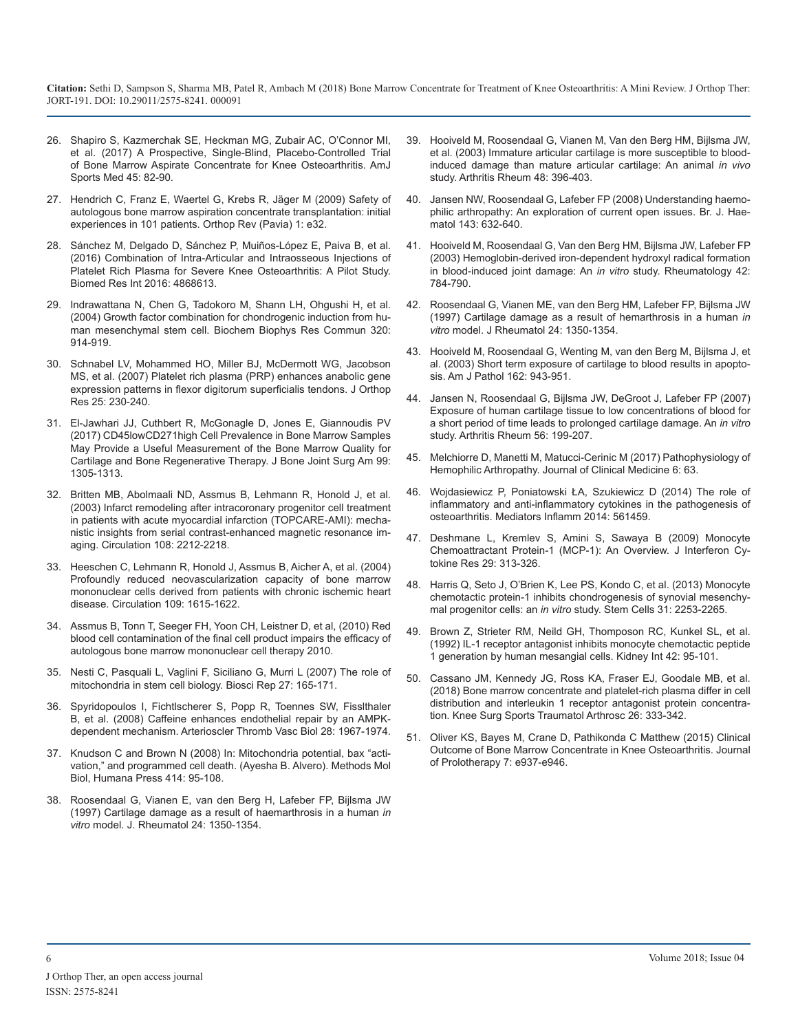26. Shapiro S, Kazmerchak SE, Heckman MG, Zubair AC, O'Connor MI, et al. (2017) A Prospective, Single-Blind, Placebo-Controlled Trial of Bone Marrow Aspirate Concentrate for Knee Osteoarthritis. AmJ Sports Med 45: 82-90.
27. Hendrich C, Franz E, Waertel G, Krebs R, Jäger M (2009) Safety of autologous bone marrow aspiration concentrate transplantation: initial experiences in 101 patients. Orthop Rev (Pavia) 1: e32.
28. Sánchez M, Delgado D, Sánchez P, Muiños-López E, Paiva B, et al. (2016) Combination of Intra-Articular and Intraosseous Injections of Platelet Rich Plasma for Severe Knee Osteoarthritis: A Pilot Study. Biomed Res Int 2016: 4868613.
29. Indrawattana N, Chen G, Tadokoro M, Shann LH, Ohgushi H, et al. (2004) Growth factor combination for chondrogenic induction from human mesenchymal stem cell. Biochem Biophys Res Commun 320: 914-919.
30. Schnabel LV, Mohammed HO, Miller BJ, McDermott WG, Jacobson MS, et al. (2007) Platelet rich plasma (PRP) enhances anabolic gene expression patterns in flexor digitorum superficialis tendons. J Orthop Res 25: 230-240.
31. El-Jawhari JJ, Cuthbert R, McGonagle D, Jones E, Giannoudis PV (2017) CD45lowCD271high Cell Prevalence in Bone Marrow Samples May Provide a Useful Measurement of the Bone Marrow Quality for Cartilage and Bone Regenerative Therapy. J Bone Joint Surg Am 99: 1305-1313.
32. Britten MB, Abolmaali ND, Assmus B, Lehmann R, Honold J, et al. (2003) Infarct remodeling after intracoronary progenitor cell treatment in patients with acute myocardial infarction (TOPCARE-AMI): mechanistic insights from serial contrast-enhanced magnetic resonance imaging. Circulation 108: 2212-2218.
33. Heeschen C, Lehmann R, Honold J, Assmus B, Aicher A, et al. (2004) Profoundly reduced neovascularization capacity of bone marrow mononuclear cells derived from patients with chronic ischemic heart disease. Circulation 109: 1615-1622.
34. Assmus B, Tonn T, Seeger FH, Yoon CH, Leistner D, et al, (2010) Red blood cell contamination of the final cell product impairs the efficacy of autologous bone marrow mononuclear cell therapy 2010.
35. Nesti C, Pasquali L, Vaglini F, Siciliano G, Murri L (2007) The role of mitochondria in stem cell biology. Biosci Rep 27: 165-171.
36. Spyridopoulos I, Fichtlscherer S, Popp R, Toennes SW, Fisslthaler B, et al. (2008) Caffeine enhances endothelial repair by an AMPK-dependent mechanism. Arterioscler Thromb Vasc Biol 28: 1967-1974.
37. Knudson C and Brown N (2008) In: Mitochondria potential, bax "activation," and programmed cell death. (Ayesha B. Alvero). Methods Mol Biol, Humana Press 414: 95-108.
38. Roosendaal G, Vianen E, van den Berg H, Lafeber FP, Bijlsma JW (1997) Cartilage damage as a result of haemarthrosis in a human *in vitro* model. J. Rheumatol 24: 1350-1354.
39. Hooiveld M, Roosendaal G, Vianen M, Van den Berg HM, Bijlsma JW, et al. (2003) Immature articular cartilage is more susceptible to blood-induced damage than mature articular cartilage: An animal *in vivo* study. Arthritis Rheum 48: 396-403.
40. Jansen NW, Roosendaal G, Lafeber FP (2008) Understanding haemophilic arthropathy: An exploration of current open issues. Br. J. Haematol 143: 632-640.
41. Hooiveld M, Roosendaal G, Van den Berg HM, Bijlsma JW, Lafeber FP (2003) Hemoglobin-derived iron-dependent hydroxyl radical formation in blood-induced joint damage: An *in vitro* study. Rheumatology 42: 784-790.
42. Roosendaal G, Vianen ME, van den Berg HM, Lafeber FP, Bijlsma JW (1997) Cartilage damage as a result of hemarthrosis in a human *in vitro* model. J Rheumatol 24: 1350-1354.
43. Hooiveld M, Roosendaal G, Wenting M, van den Berg M, Bijlsma J, et al. (2003) Short term exposure of cartilage to blood results in apoptosis. Am J Pathol 162: 943-951.
44. Jansen N, Roosendaal G, Bijlsma JW, DeGroot J, Lafeber FP (2007) Exposure of human cartilage tissue to low concentrations of blood for a short period of time leads to prolonged cartilage damage. An *in vitro* study. Arthritis Rheum 56: 199-207.
45. Melchiorre D, Manetti M, Matucci-Cerinic M (2017) Pathophysiology of Hemophilic Arthropathy. Journal of Clinical Medicine 6: 63.
46. Wojdasiewicz P, Poniatowski ŁA, Szukiewicz D (2014) The role of inflammatory and anti-inflammatory cytokines in the pathogenesis of osteoarthritis. Mediators Inflamm 2014: 561459.
47. Deshmane L, Kremlev S, Amini S, Sawaya B (2009) Monocyte Chemoattractant Protein-1 (MCP-1): An Overview. J Interferon Cytokine Res 29: 313-326.
48. Harris Q, Seto J, O'Brien K, Lee PS, Kondo C, et al. (2013) Monocyte chemotactic protein-1 inhibits chondrogenesis of synovial mesenchymal progenitor cells: an *in vitro* study. Stem Cells 31: 2253-2265.
49. Brown Z, Strieter RM, Neild GH, Thompson RC, Kunkel SL, et al. (1992) IL-1 receptor antagonist inhibits monocyte chemotactic peptide 1 generation by human mesangial cells. Kidney Int 42: 95-101.
50. Cassano JM, Kennedy JG, Ross KA, Fraser EJ, Goodale MB, et al. (2018) Bone marrow concentrate and platelet-rich plasma differ in cell distribution and interleukin 1 receptor antagonist protein concentration. Knee Surg Sports Traumatol Arthrosc 26: 333-342.
51. Oliver KS, Bayes M, Crane D, Pathikonda C Matthew (2015) Clinical Outcome of Bone Marrow Concentrate in Knee Osteoarthritis. Journal of Prolotherapy 7: e937-e946.